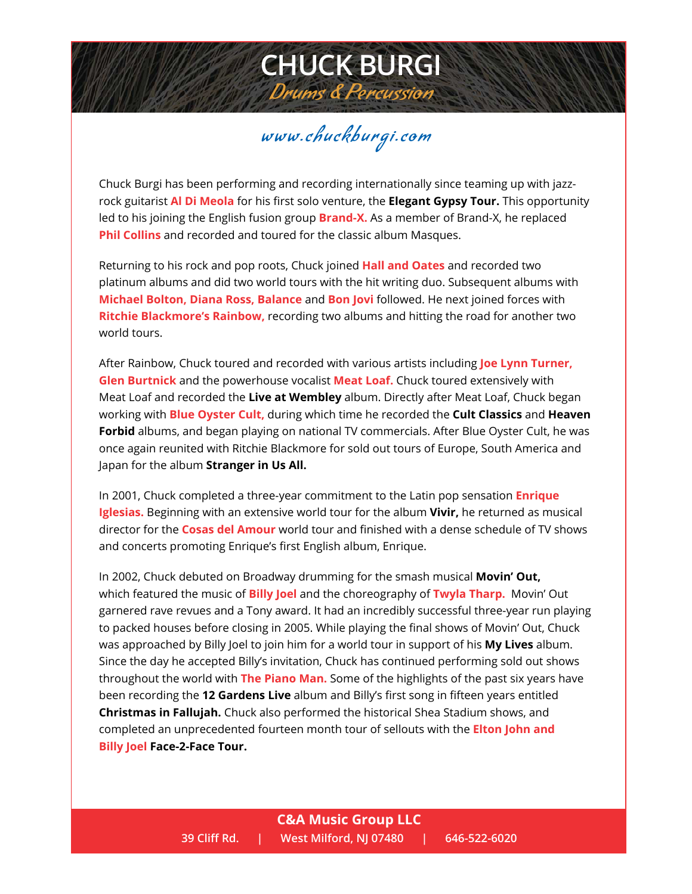# CHUCK BURGI

*Drums & Percussion*

*www.chuckburgi.com*

Chuck Burgi has been performing and recording internationally since teaming up with jazz-rock guitarist **Al Di Meola** for his first solo venture, the **Elegant Gypsy Tour.** This opportunity led to his joining the English fusion group **Brand-X.** As a member of Brand-X, he replaced **Phil Collins** and recorded and toured for the classic album Masques.

Returning to his rock and pop roots, Chuck joined **Hall and Oates** and recorded two platinum albums and did two world tours with the hit writing duo. Subsequent albums with **Michael Bolton, Diana Ross, Balance** and **Bon Jovi** followed. He next joined forces with **Ritchie Blackmore's Rainbow,** recording two albums and hitting the road for another two world tours.

After Rainbow, Chuck toured and recorded with various artists including **Joe Lynn Turner, Glen Burtnick** and the powerhouse vocalist **Meat Loaf.** Chuck toured extensively with Meat Loaf and recorded the **Live at Wembley** album. Directly after Meat Loaf, Chuck began working with **Blue Oyster Cult,** during which time he recorded the **Cult Classics** and **Heaven Forbid** albums, and began playing on national TV commercials. After Blue Oyster Cult, he was once again reunited with Ritchie Blackmore for sold out tours of Europe, South America and Japan for the album **Stranger in Us All.**

In 2001, Chuck completed a three-year commitment to the Latin pop sensation **Enrique Iglesias.** Beginning with an extensive world tour for the album **Vivir,** he returned as musical director for the **Cosas del Amour** world tour and finished with a dense schedule of TV shows and concerts promoting Enrique's first English album, Enrique.

In 2002, Chuck debuted on Broadway drumming for the smash musical **Movin' Out,** which featured the music of **Billy Joel** and the choreography of **Twyla Tharp.** Movin' Out garnered rave revues and a Tony award. It had an incredibly successful three-year run playing to packed houses before closing in 2005. While playing the final shows of Movin' Out, Chuck was approached by Billy Joel to join him for a world tour in support of his **My Lives** album. Since the day he accepted Billy's invitation, Chuck has continued performing sold out shows throughout the world with **The Piano Man.** Some of the highlights of the past six years have been recording the **12 Gardens Live** album and Billy's first song in fifteen years entitled **Christmas in Fallujah.** Chuck also performed the historical Shea Stadium shows, and completed an unprecedented fourteen month tour of sellouts with the **Elton John and Billy Joel Face-2-Face Tour.**

**C&A Music Group LLC**

39 Cliff Rd. | West Milford, NJ 07480 | 646-522-6020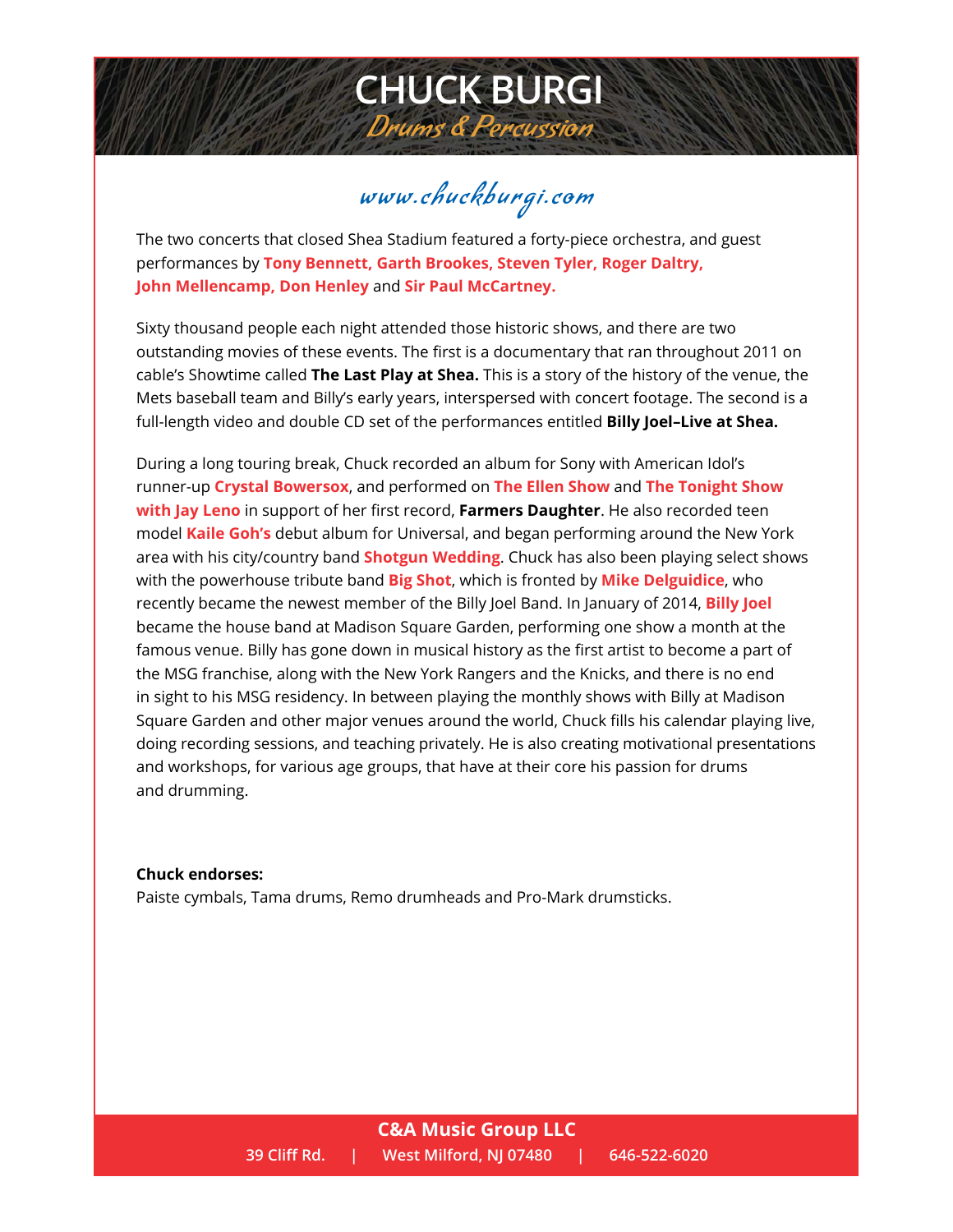# CHUCK BURGI

*Drums & Percussion*

*www.chuckburgi.com*

The two concerts that closed Shea Stadium featured a forty-piece orchestra, and guest performances by **Tony Bennett, Garth Brookes, Steven Tyler, Roger Daltry, John Mellencamp, Don Henley** and **Sir Paul McCartney.**

Sixty thousand people each night attended those historic shows, and there are two outstanding movies of these events. The first is a documentary that ran throughout 2011 on cable's Showtime called **The Last Play at Shea.** This is a story of the history of the venue, the Mets baseball team and Billy's early years, interspersed with concert footage. The second is a full-length video and double CD set of the performances entitled **Billy Joel–Live at Shea.**

During a long touring break, Chuck recorded an album for Sony with American Idol's runner-up **Crystal Bowersox**, and performed on **The Ellen Show** and **The Tonight Show with Jay Leno** in support of her first record, **Farmers Daughter**. He also recorded teen model **Kaile Goh's** debut album for Universal, and began performing around the New York area with his city/country band **Shotgun Wedding**. Chuck has also been playing select shows with the powerhouse tribute band **Big Shot**, which is fronted by **Mike Delguidice**, who recently became the newest member of the Billy Joel Band. In January of 2014, **Billy Joel** became the house band at Madison Square Garden, performing one show a month at the famous venue. Billy has gone down in musical history as the first artist to become a part of the MSG franchise, along with the New York Rangers and the Knicks, and there is no end in sight to his MSG residency. In between playing the monthly shows with Billy at Madison Square Garden and other major venues around the world, Chuck fills his calendar playing live, doing recording sessions, and teaching privately. He is also creating motivational presentations and workshops, for various age groups, that have at their core his passion for drums and drumming.

**Chuck endorses:**
Paiste cymbals, Tama drums, Remo drumheads and Pro-Mark drumsticks.

**C&A Music Group LLC**
39 Cliff Rd. | West Milford, NJ 07480 | 646-522-6020